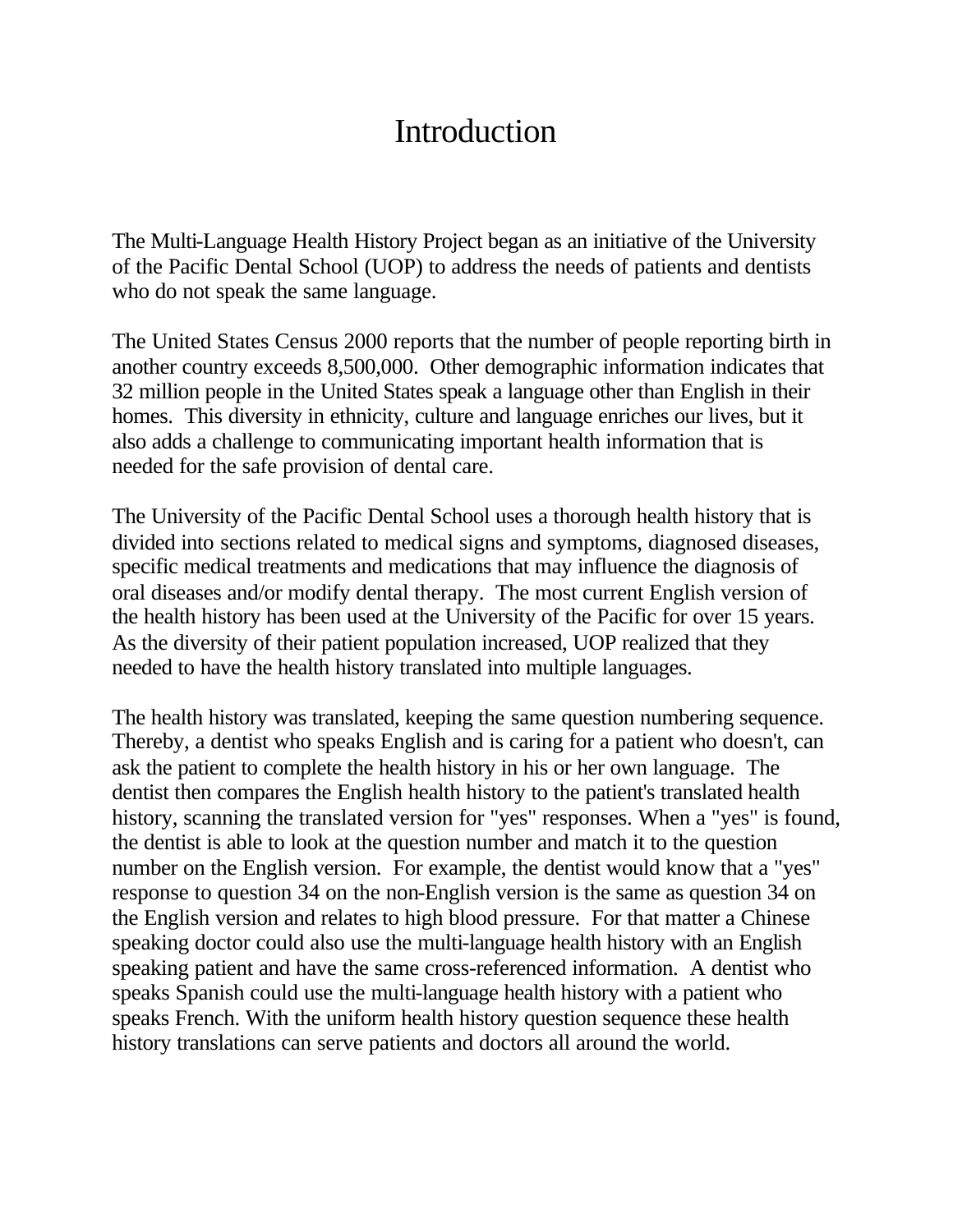# Introduction

The Multi-Language Health History Project began as an initiative of the University of the Pacific Dental School (UOP) to address the needs of patients and dentists who do not speak the same language.

The United States Census 2000 reports that the number of people reporting birth in another country exceeds 8,500,000. Other demographic information indicates that 32 million people in the United States speak a language other than English in their homes. This diversity in ethnicity, culture and language enriches our lives, but it also adds a challenge to communicating important health information that is needed for the safe provision of dental care.

The University of the Pacific Dental School uses a thorough health history that is divided into sections related to medical signs and symptoms, diagnosed diseases, specific medical treatments and medications that may influence the diagnosis of oral diseases and/or modify dental therapy. The most current English version of the health history has been used at the University of the Pacific for over 15 years. As the diversity of their patient population increased, UOP realized that they needed to have the health history translated into multiple languages.

The health history was translated, keeping the same question numbering sequence. Thereby, a dentist who speaks English and is caring for a patient who doesn't, can ask the patient to complete the health history in his or her own language. The dentist then compares the English health history to the patient's translated health history, scanning the translated version for "yes" responses. When a "yes" is found, the dentist is able to look at the question number and match it to the question number on the English version. For example, the dentist would know that a "yes" response to question 34 on the non-English version is the same as question 34 on the English version and relates to high blood pressure. For that matter a Chinese speaking doctor could also use the multi-language health history with an English speaking patient and have the same cross-referenced information. A dentist who speaks Spanish could use the multi-language health history with a patient who speaks French. With the uniform health history question sequence these health history translations can serve patients and doctors all around the world.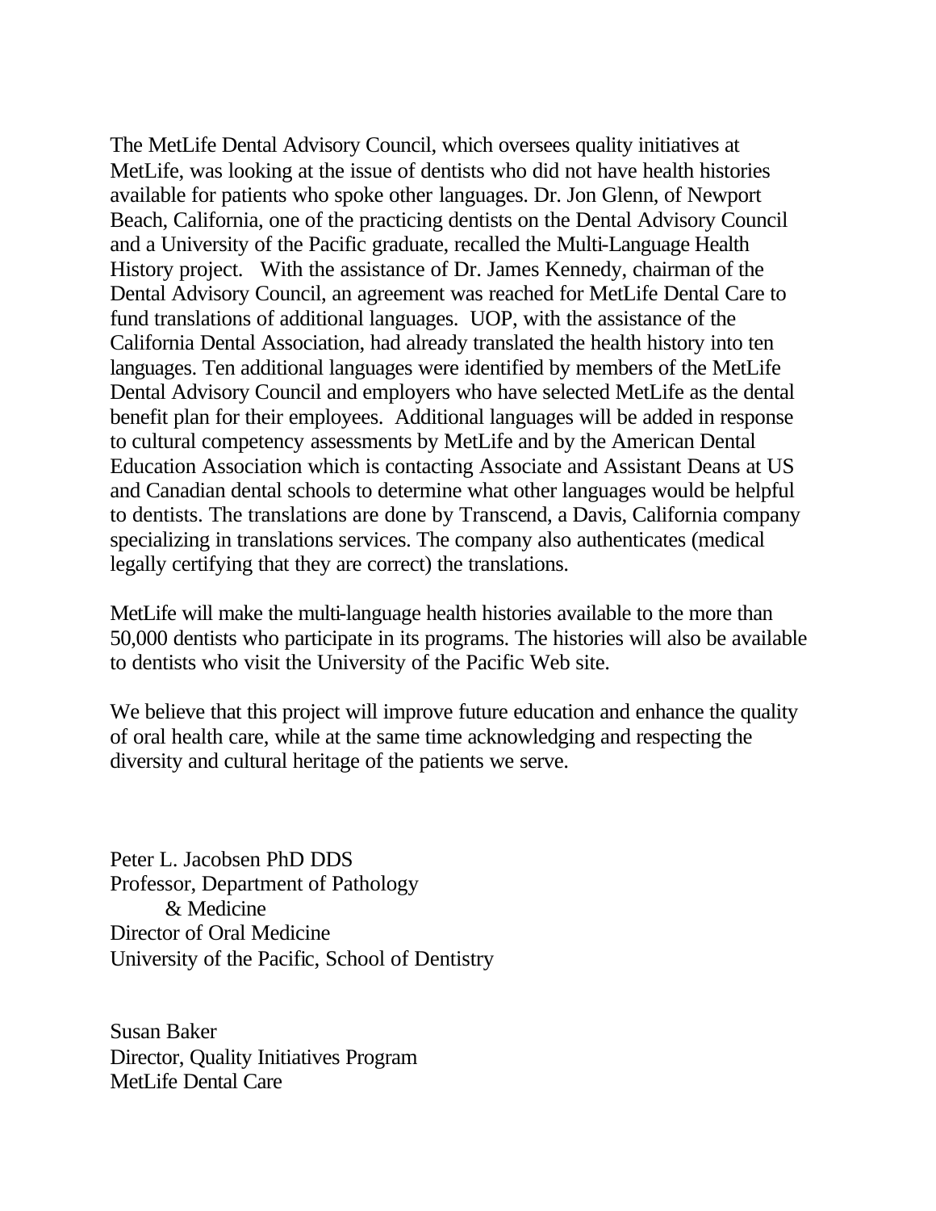The MetLife Dental Advisory Council, which oversees quality initiatives at MetLife, was looking at the issue of dentists who did not have health histories available for patients who spoke other languages. Dr. Jon Glenn, of Newport Beach, California, one of the practicing dentists on the Dental Advisory Council and a University of the Pacific graduate, recalled the Multi-Language Health History project. With the assistance of Dr. James Kennedy, chairman of the Dental Advisory Council, an agreement was reached for MetLife Dental Care to fund translations of additional languages. UOP, with the assistance of the California Dental Association, had already translated the health history into ten languages. Ten additional languages were identified by members of the MetLife Dental Advisory Council and employers who have selected MetLife as the dental benefit plan for their employees. Additional languages will be added in response to cultural competency assessments by MetLife and by the American Dental Education Association which is contacting Associate and Assistant Deans at US and Canadian dental schools to determine what other languages would be helpful to dentists. The translations are done by Transcend, a Davis, California company specializing in translations services. The company also authenticates (medical legally certifying that they are correct) the translations.

MetLife will make the multi-language health histories available to the more than 50,000 dentists who participate in its programs. The histories will also be available to dentists who visit the University of the Pacific Web site.

We believe that this project will improve future education and enhance the quality of oral health care, while at the same time acknowledging and respecting the diversity and cultural heritage of the patients we serve.

Peter L. Jacobsen PhD DDS
Professor, Department of Pathology
& Medicine
Director of Oral Medicine
University of the Pacific, School of Dentistry

Susan Baker
Director, Quality Initiatives Program
MetLife Dental Care